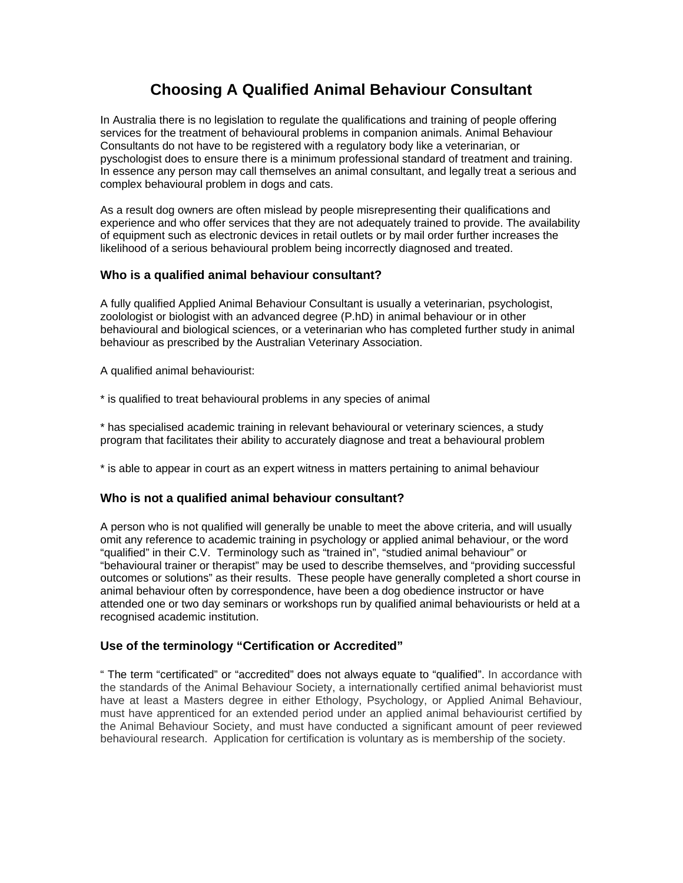# Choosing A Qualified Animal Behaviour Consultant

In Australia there is no legislation to regulate the qualifications and training of people offering services for the treatment of behavioural problems in companion animals. Animal Behaviour Consultants do not have to be registered with a regulatory body like a veterinarian, or pyschologist does to ensure there is a minimum professional standard of treatment and training. In essence any person may call themselves an animal consultant, and legally treat a serious and complex behavioural problem in dogs and cats.

As a result dog owners are often mislead by people misrepresenting their qualifications and experience and who offer services that they are not adequately trained to provide. The availability of equipment such as electronic devices in retail outlets or by mail order further increases the likelihood of a serious behavioural problem being incorrectly diagnosed and treated.

### Who is a qualified animal behaviour consultant?

A fully qualified Applied Animal Behaviour Consultant is usually a veterinarian, psychologist, zoolologist or biologist with an advanced degree (P.hD) in animal behaviour or in other behavioural and biological sciences, or a veterinarian who has completed further study in animal behaviour as prescribed by the Australian Veterinary Association.

A qualified animal behaviourist:

* is qualified to treat behavioural problems in any species of animal

* has specialised academic training in relevant behavioural or veterinary sciences, a study program that facilitates their ability to accurately diagnose and treat a behavioural problem

* is able to appear in court as an expert witness in matters pertaining to animal behaviour

### Who is not a qualified animal behaviour consultant?

A person who is not qualified will generally be unable to meet the above criteria, and will usually omit any reference to academic training in psychology or applied animal behaviour, or the word "qualified" in their C.V. Terminology such as "trained in", "studied animal behaviour" or "behavioural trainer or therapist" may be used to describe themselves, and "providing successful outcomes or solutions" as their results. These people have generally completed a short course in animal behaviour often by correspondence, have been a dog obedience instructor or have attended one or two day seminars or workshops run by qualified animal behaviourists or held at a recognised academic institution.

### Use of the terminology "Certification or Accredited"

" The term "certificated" or "accredited" does not always equate to "qualified". In accordance with the standards of the Animal Behaviour Society, a internationally certified animal behaviorist must have at least a Masters degree in either Ethology, Psychology, or Applied Animal Behaviour, must have apprenticed for an extended period under an applied animal behaviourist certified by the Animal Behaviour Society, and must have conducted a significant amount of peer reviewed behavioural research. Application for certification is voluntary as is membership of the society.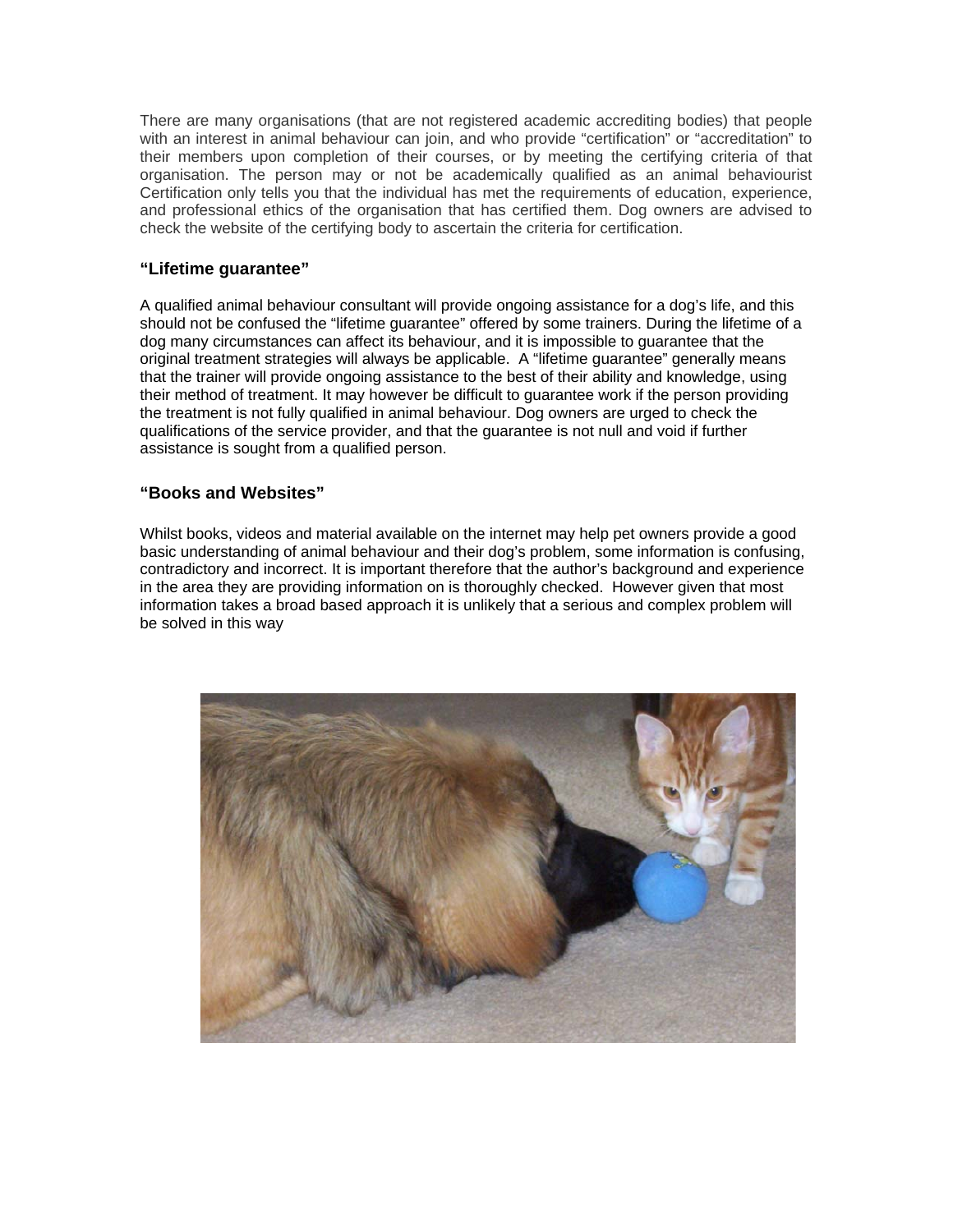There are many organisations (that are not registered academic accrediting bodies) that people with an interest in animal behaviour can join, and who provide "certification" or "accreditation" to their members upon completion of their courses, or by meeting the certifying criteria of that organisation. The person may or not be academically qualified as an animal behaviourist Certification only tells you that the individual has met the requirements of education, experience, and professional ethics of the organisation that has certified them. Dog owners are advised to check the website of the certifying body to ascertain the criteria for certification.

### "Lifetime guarantee"

A qualified animal behaviour consultant will provide ongoing assistance for a dog's life, and this should not be confused the "lifetime guarantee" offered by some trainers. During the lifetime of a dog many circumstances can affect its behaviour, and it is impossible to guarantee that the original treatment strategies will always be applicable. A "lifetime guarantee" generally means that the trainer will provide ongoing assistance to the best of their ability and knowledge, using their method of treatment. It may however be difficult to guarantee work if the person providing the treatment is not fully qualified in animal behaviour. Dog owners are urged to check the qualifications of the service provider, and that the guarantee is not null and void if further assistance is sought from a qualified person.

### "Books and Websites"

Whilst books, videos and material available on the internet may help pet owners provide a good basic understanding of animal behaviour and their dog's problem, some information is confusing, contradictory and incorrect. It is important therefore that the author's background and experience in the area they are providing information on is thoroughly checked. However given that most information takes a broad based approach it is unlikely that a serious and complex problem will be solved in this way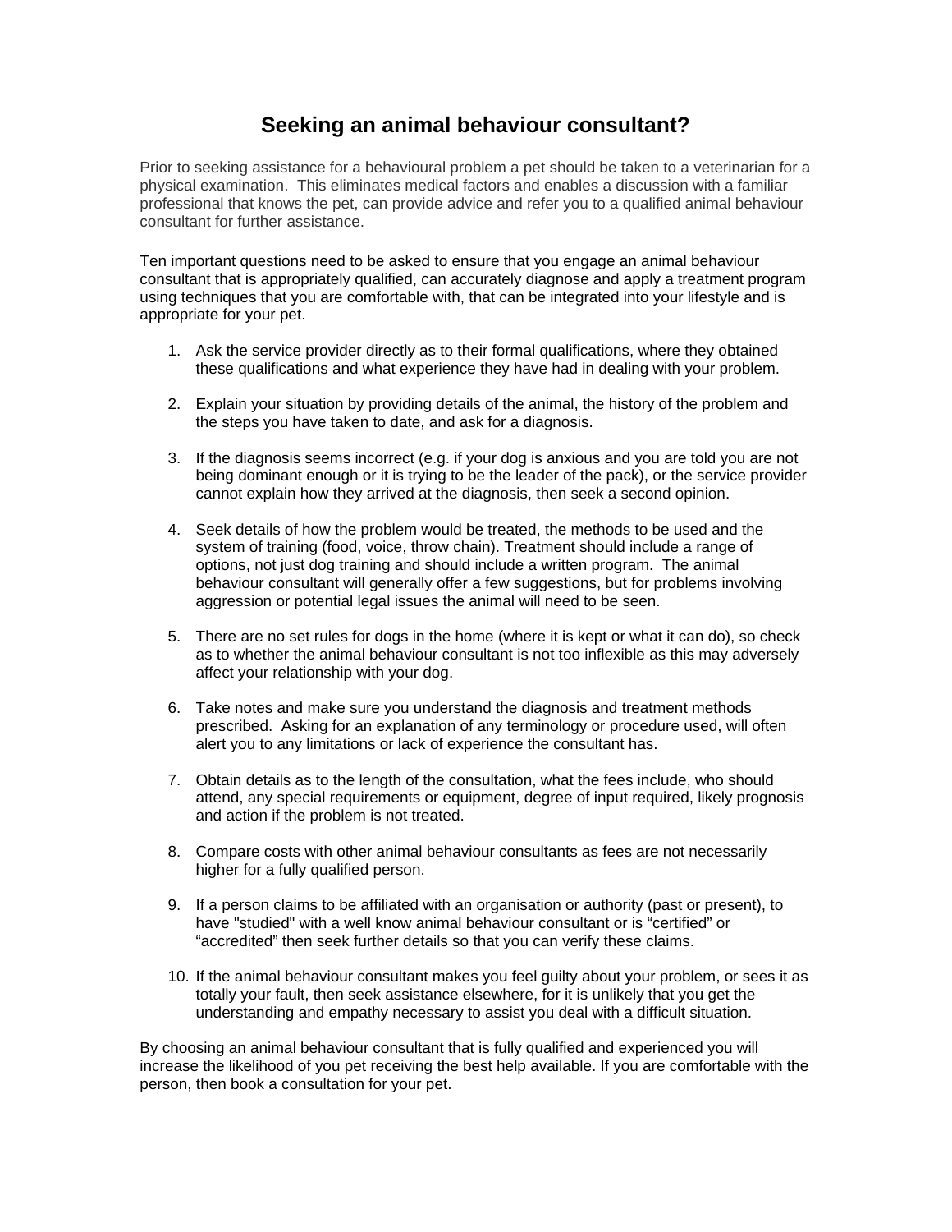# Seeking an animal behaviour consultant?

Prior to seeking assistance for a behavioural problem a pet should be taken to a veterinarian for a physical examination. This eliminates medical factors and enables a discussion with a familiar professional that knows the pet, can provide advice and refer you to a qualified animal behaviour consultant for further assistance.

Ten important questions need to be asked to ensure that you engage an animal behaviour consultant that is appropriately qualified, can accurately diagnose and apply a treatment program using techniques that you are comfortable with, that can be integrated into your lifestyle and is appropriate for your pet.

1. Ask the service provider directly as to their formal qualifications, where they obtained these qualifications and what experience they have had in dealing with your problem.

2. Explain your situation by providing details of the animal, the history of the problem and the steps you have taken to date, and ask for a diagnosis.

3. If the diagnosis seems incorrect (e.g. if your dog is anxious and you are told you are not being dominant enough or it is trying to be the leader of the pack), or the service provider cannot explain how they arrived at the diagnosis, then seek a second opinion.

4. Seek details of how the problem would be treated, the methods to be used and the system of training (food, voice, throw chain). Treatment should include a range of options, not just dog training and should include a written program. The animal behaviour consultant will generally offer a few suggestions, but for problems involving aggression or potential legal issues the animal will need to be seen.

5. There are no set rules for dogs in the home (where it is kept or what it can do), so check as to whether the animal behaviour consultant is not too inflexible as this may adversely affect your relationship with your dog.

6. Take notes and make sure you understand the diagnosis and treatment methods prescribed. Asking for an explanation of any terminology or procedure used, will often alert you to any limitations or lack of experience the consultant has.

7. Obtain details as to the length of the consultation, what the fees include, who should attend, any special requirements or equipment, degree of input required, likely prognosis and action if the problem is not treated.

8. Compare costs with other animal behaviour consultants as fees are not necessarily higher for a fully qualified person.

9. If a person claims to be affiliated with an organisation or authority (past or present), to have "studied" with a well know animal behaviour consultant or is "certified" or "accredited" then seek further details so that you can verify these claims.

10. If the animal behaviour consultant makes you feel guilty about your problem, or sees it as totally your fault, then seek assistance elsewhere, for it is unlikely that you get the understanding and empathy necessary to assist you deal with a difficult situation.

By choosing an animal behaviour consultant that is fully qualified and experienced you will increase the likelihood of you pet receiving the best help available. If you are comfortable with the person, then book a consultation for your pet.